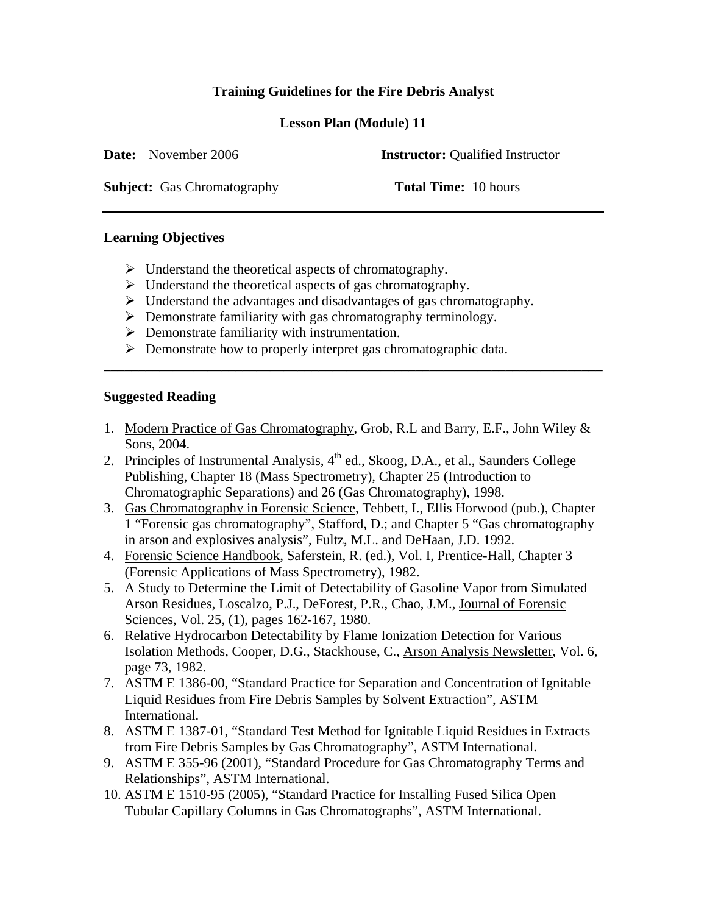**Training Guidelines for the Fire Debris Analyst**

**Lesson Plan (Module) 11**

**Date:** November 2006 **Instructor:** Qualified Instructor

**Subject:** Gas Chromatography **Total Time:** 10 hours

---

## Learning Objectives

- Understand the theoretical aspects of chromatography.
- Understand the theoretical aspects of gas chromatography.
- Understand the advantages and disadvantages of gas chromatography.
- Demonstrate familiarity with gas chromatography terminology.
- Demonstrate familiarity with instrumentation.
- Demonstrate how to properly interpret gas chromatographic data.

---

## Suggested Reading

1. Modern Practice of Gas Chromatography, Grob, R.L and Barry, E.F., John Wiley & Sons, 2004.
2. Principles of Instrumental Analysis, 4th ed., Skoog, D.A., et al., Saunders College Publishing, Chapter 18 (Mass Spectrometry), Chapter 25 (Introduction to Chromatographic Separations) and 26 (Gas Chromatography), 1998.
3. Gas Chromatography in Forensic Science, Tebbett, I., Ellis Horwood (pub.), Chapter 1 "Forensic gas chromatography", Stafford, D.; and Chapter 5 "Gas chromatography in arson and explosives analysis", Fultz, M.L. and DeHaan, J.D. 1992.
4. Forensic Science Handbook, Saferstein, R. (ed.), Vol. I, Prentice-Hall, Chapter 3 (Forensic Applications of Mass Spectrometry), 1982.
5. A Study to Determine the Limit of Detectability of Gasoline Vapor from Simulated Arson Residues, Loscalzo, P.J., DeForest, P.R., Chao, J.M., Journal of Forensic Sciences, Vol. 25, (1), pages 162-167, 1980.
6. Relative Hydrocarbon Detectability by Flame Ionization Detection for Various Isolation Methods, Cooper, D.G., Stackhouse, C., Arson Analysis Newsletter, Vol. 6, page 73, 1982.
7. ASTM E 1386-00, "Standard Practice for Separation and Concentration of Ignitable Liquid Residues from Fire Debris Samples by Solvent Extraction", ASTM International.
8. ASTM E 1387-01, "Standard Test Method for Ignitable Liquid Residues in Extracts from Fire Debris Samples by Gas Chromatography", ASTM International.
9. ASTM E 355-96 (2001), "Standard Procedure for Gas Chromatography Terms and Relationships", ASTM International.
10. ASTM E 1510-95 (2005), "Standard Practice for Installing Fused Silica Open Tubular Capillary Columns in Gas Chromatographs", ASTM International.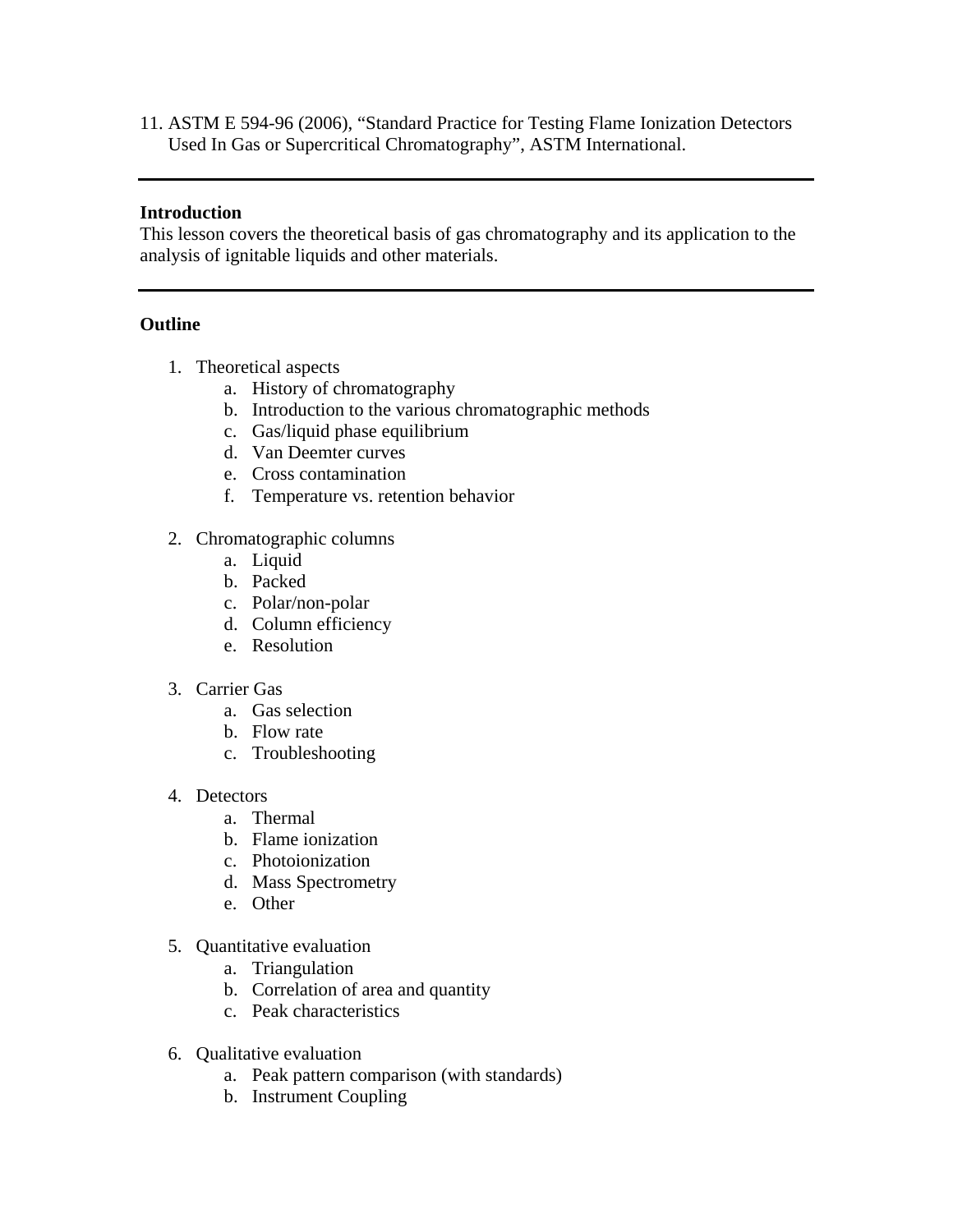11. ASTM E 594-96 (2006), “Standard Practice for Testing Flame Ionization Detectors Used In Gas or Supercritical Chromatography”, ASTM International.

---

**Introduction**

This lesson covers the theoretical basis of gas chromatography and its application to the analysis of ignitable liquids and other materials.

---

**Outline**

1. Theoretical aspects
   a. History of chromatography
   b. Introduction to the various chromatographic methods
   c. Gas/liquid phase equilibrium
   d. Van Deemter curves
   e. Cross contamination
   f. Temperature vs. retention behavior

2. Chromatographic columns
   a. Liquid
   b. Packed
   c. Polar/non-polar
   d. Column efficiency
   e. Resolution

3. Carrier Gas
   a. Gas selection
   b. Flow rate
   c. Troubleshooting

4. Detectors
   a. Thermal
   b. Flame ionization
   c. Photoionization
   d. Mass Spectrometry
   e. Other

5. Quantitative evaluation
   a. Triangulation
   b. Correlation of area and quantity
   c. Peak characteristics

6. Qualitative evaluation
   a. Peak pattern comparison (with standards)
   b. Instrument Coupling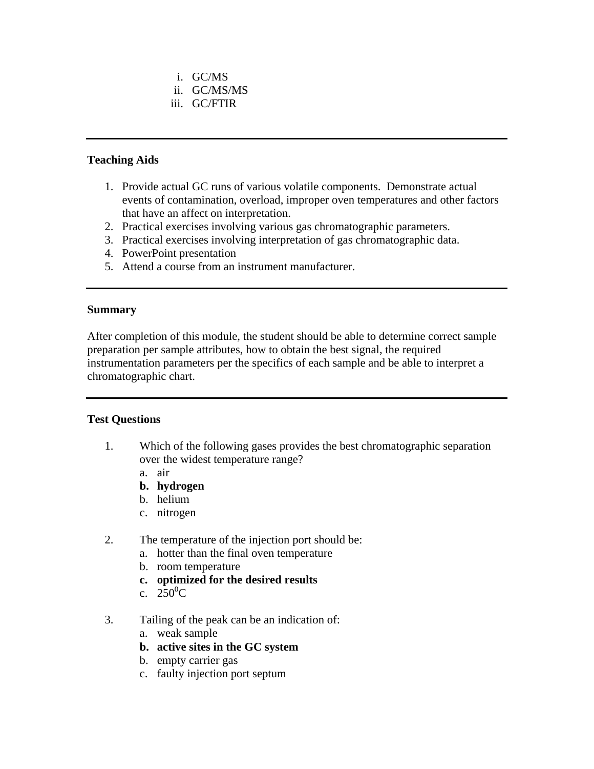i. GC/MS
ii. GC/MS/MS
iii. GC/FTIR

---

**Teaching Aids**

1. Provide actual GC runs of various volatile components. Demonstrate actual events of contamination, overload, improper oven temperatures and other factors that have an affect on interpretation.
2. Practical exercises involving various gas chromatographic parameters.
3. Practical exercises involving interpretation of gas chromatographic data.
4. PowerPoint presentation
5. Attend a course from an instrument manufacturer.

---

**Summary**

After completion of this module, the student should be able to determine correct sample preparation per sample attributes, how to obtain the best signal, the required instrumentation parameters per the specifics of each sample and be able to interpret a chromatographic chart.

---

**Test Questions**

1. Which of the following gases provides the best chromatographic separation over the widest temperature range?
   a. air
   **b. hydrogen**
   b. helium
   c. nitrogen

2. The temperature of the injection port should be:
   a. hotter than the final oven temperature
   b. room temperature
   **c. optimized for the desired results**
   c. $250^0$C

3. Tailing of the peak can be an indication of:
   a. weak sample
   **b. active sites in the GC system**
   b. empty carrier gas
   c. faulty injection port septum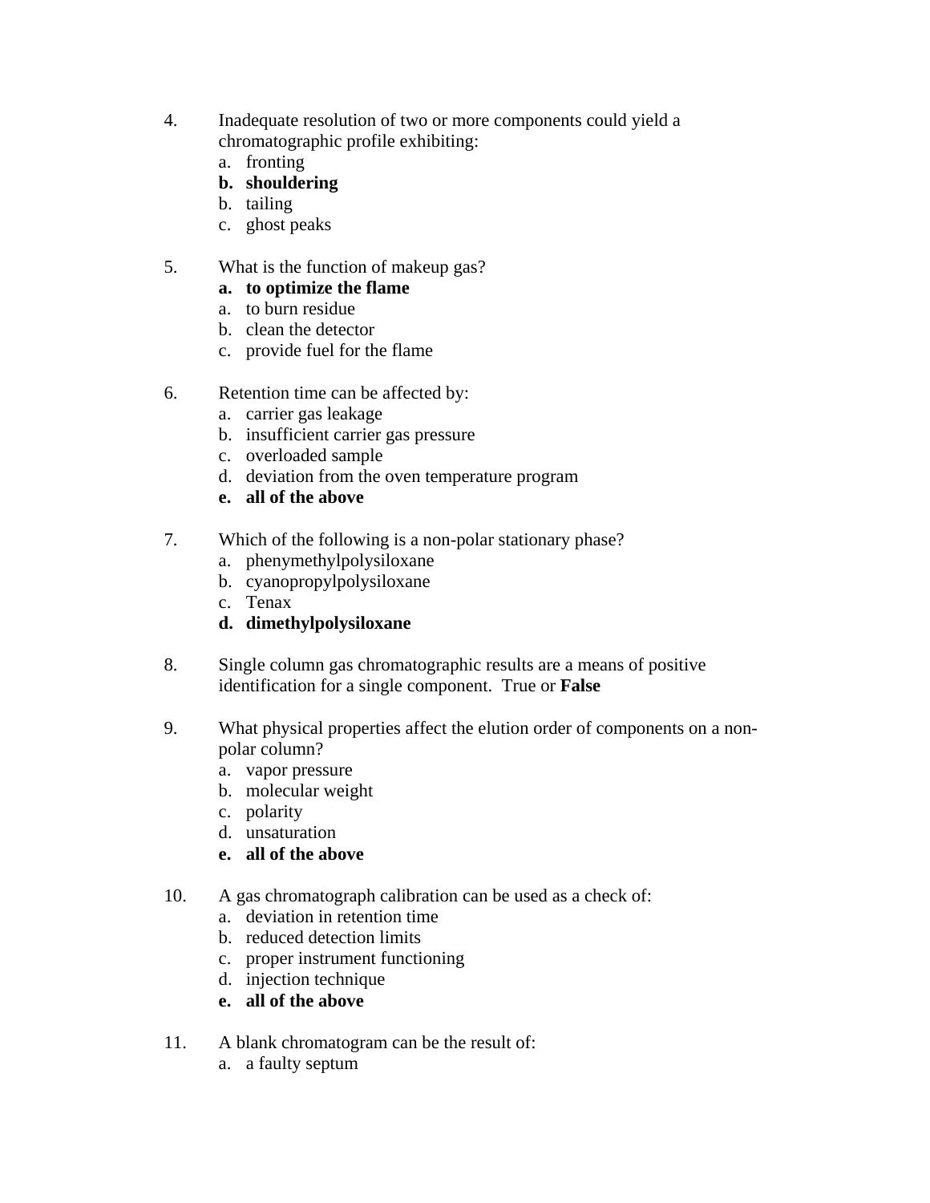4. Inadequate resolution of two or more components could yield a chromatographic profile exhibiting:
   a. fronting
   **b. shouldering**
   b. tailing
   c. ghost peaks

5. What is the function of makeup gas?
   **a. to optimize the flame**
   a. to burn residue
   b. clean the detector
   c. provide fuel for the flame

6. Retention time can be affected by:
   a. carrier gas leakage
   b. insufficient carrier gas pressure
   c. overloaded sample
   d. deviation from the oven temperature program
   **e. all of the above**

7. Which of the following is a non-polar stationary phase?
   a. phenymethylpolysiloxane
   b. cyanopropylpolysiloxane
   c. Tenax
   **d. dimethylpolysiloxane**

8. Single column gas chromatographic results are a means of positive identification for a single component. True or **False**

9. What physical properties affect the elution order of components on a non-polar column?
   a. vapor pressure
   b. molecular weight
   c. polarity
   d. unsaturation
   **e. all of the above**

10. A gas chromatograph calibration can be used as a check of:
    a. deviation in retention time
    b. reduced detection limits
    c. proper instrument functioning
    d. injection technique
    **e. all of the above**

11. A blank chromatogram can be the result of:
    a. a faulty septum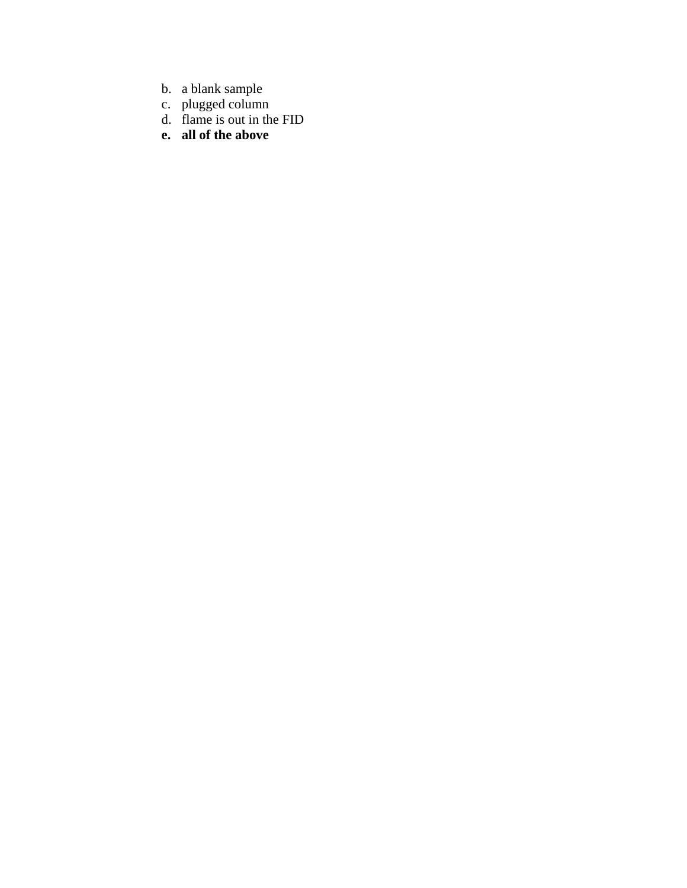b. a blank sample
c. plugged column
d. flame is out in the FID
**e. all of the above**